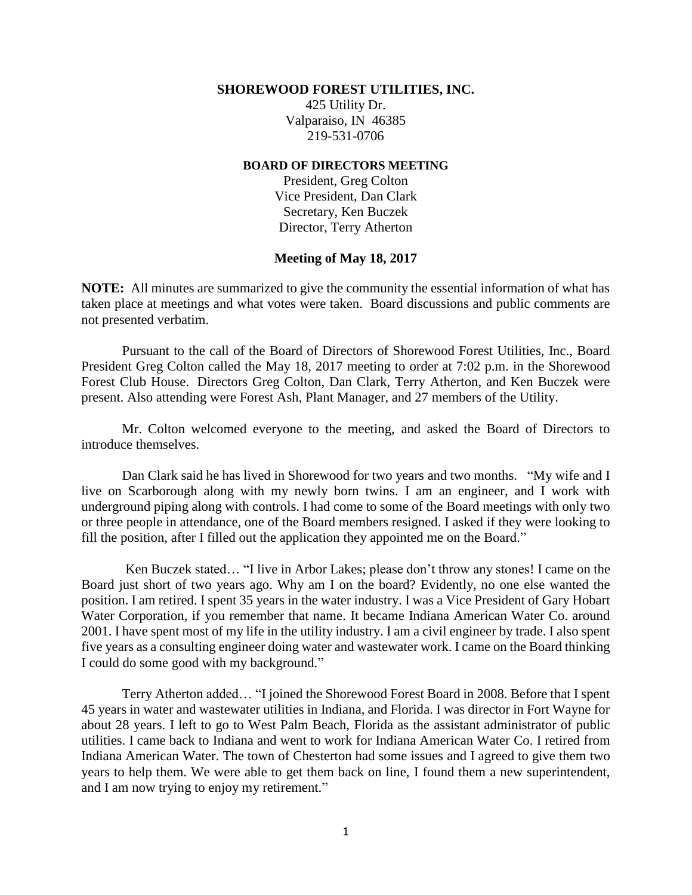**SHOREWOOD FOREST UTILITIES, INC.**
425 Utility Dr.
Valparaiso, IN 46385
219-531-0706

**BOARD OF DIRECTORS MEETING**
President, Greg Colton
Vice President, Dan Clark
Secretary, Ken Buczek
Director, Terry Atherton

**Meeting of May 18, 2017**

**NOTE:** All minutes are summarized to give the community the essential information of what has taken place at meetings and what votes were taken. Board discussions and public comments are not presented verbatim.

Pursuant to the call of the Board of Directors of Shorewood Forest Utilities, Inc., Board President Greg Colton called the May 18, 2017 meeting to order at 7:02 p.m. in the Shorewood Forest Club House. Directors Greg Colton, Dan Clark, Terry Atherton, and Ken Buczek were present. Also attending were Forest Ash, Plant Manager, and 27 members of the Utility.

Mr. Colton welcomed everyone to the meeting, and asked the Board of Directors to introduce themselves.

Dan Clark said he has lived in Shorewood for two years and two months. "My wife and I live on Scarborough along with my newly born twins. I am an engineer, and I work with underground piping along with controls. I had come to some of the Board meetings with only two or three people in attendance, one of the Board members resigned. I asked if they were looking to fill the position, after I filled out the application they appointed me on the Board."

Ken Buczek stated… "I live in Arbor Lakes; please don't throw any stones! I came on the Board just short of two years ago. Why am I on the board? Evidently, no one else wanted the position. I am retired. I spent 35 years in the water industry. I was a Vice President of Gary Hobart Water Corporation, if you remember that name. It became Indiana American Water Co. around 2001. I have spent most of my life in the utility industry. I am a civil engineer by trade. I also spent five years as a consulting engineer doing water and wastewater work. I came on the Board thinking I could do some good with my background."

Terry Atherton added… "I joined the Shorewood Forest Board in 2008. Before that I spent 45 years in water and wastewater utilities in Indiana, and Florida. I was director in Fort Wayne for about 28 years. I left to go to West Palm Beach, Florida as the assistant administrator of public utilities. I came back to Indiana and went to work for Indiana American Water Co. I retired from Indiana American Water. The town of Chesterton had some issues and I agreed to give them two years to help them. We were able to get them back on line, I found them a new superintendent, and I am now trying to enjoy my retirement."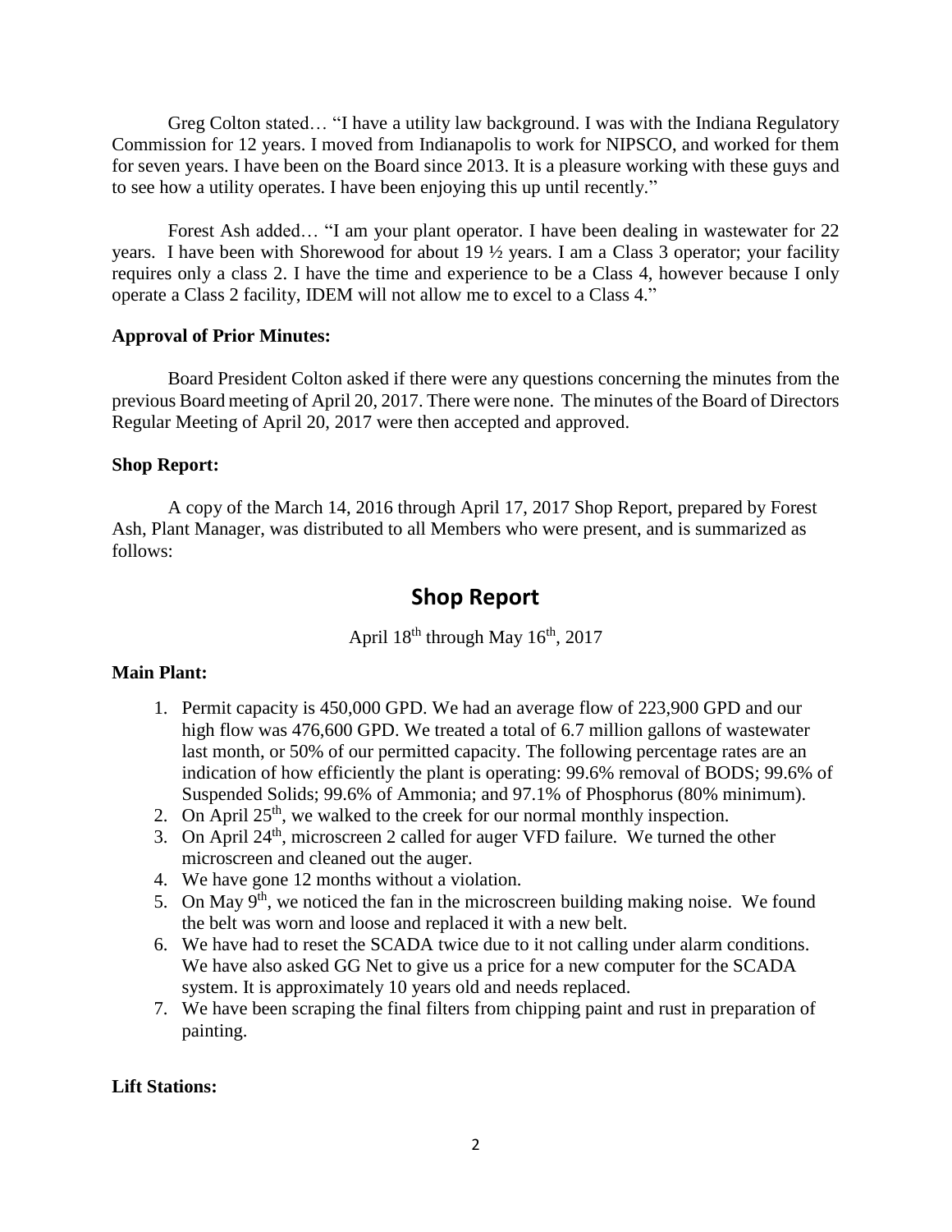Greg Colton stated… "I have a utility law background. I was with the Indiana Regulatory Commission for 12 years. I moved from Indianapolis to work for NIPSCO, and worked for them for seven years. I have been on the Board since 2013. It is a pleasure working with these guys and to see how a utility operates. I have been enjoying this up until recently."

Forest Ash added… "I am your plant operator. I have been dealing in wastewater for 22 years. I have been with Shorewood for about 19 ½ years. I am a Class 3 operator; your facility requires only a class 2. I have the time and experience to be a Class 4, however because I only operate a Class 2 facility, IDEM will not allow me to excel to a Class 4."

**Approval of Prior Minutes:**

Board President Colton asked if there were any questions concerning the minutes from the previous Board meeting of April 20, 2017. There were none. The minutes of the Board of Directors Regular Meeting of April 20, 2017 were then accepted and approved.

**Shop Report:**

A copy of the March 14, 2016 through April 17, 2017 Shop Report, prepared by Forest Ash, Plant Manager, was distributed to all Members who were present, and is summarized as follows:

## Shop Report

April 18th through May 16th, 2017

**Main Plant:**

1. Permit capacity is 450,000 GPD. We had an average flow of 223,900 GPD and our high flow was 476,600 GPD. We treated a total of 6.7 million gallons of wastewater last month, or 50% of our permitted capacity. The following percentage rates are an indication of how efficiently the plant is operating: 99.6% removal of BODS; 99.6% of Suspended Solids; 99.6% of Ammonia; and 97.1% of Phosphorus (80% minimum).
2. On April 25th, we walked to the creek for our normal monthly inspection.
3. On April 24th, microscreen 2 called for auger VFD failure. We turned the other microscreen and cleaned out the auger.
4. We have gone 12 months without a violation.
5. On May 9th, we noticed the fan in the microscreen building making noise. We found the belt was worn and loose and replaced it with a new belt.
6. We have had to reset the SCADA twice due to it not calling under alarm conditions. We have also asked GG Net to give us a price for a new computer for the SCADA system. It is approximately 10 years old and needs replaced.
7. We have been scraping the final filters from chipping paint and rust in preparation of painting.

**Lift Stations:**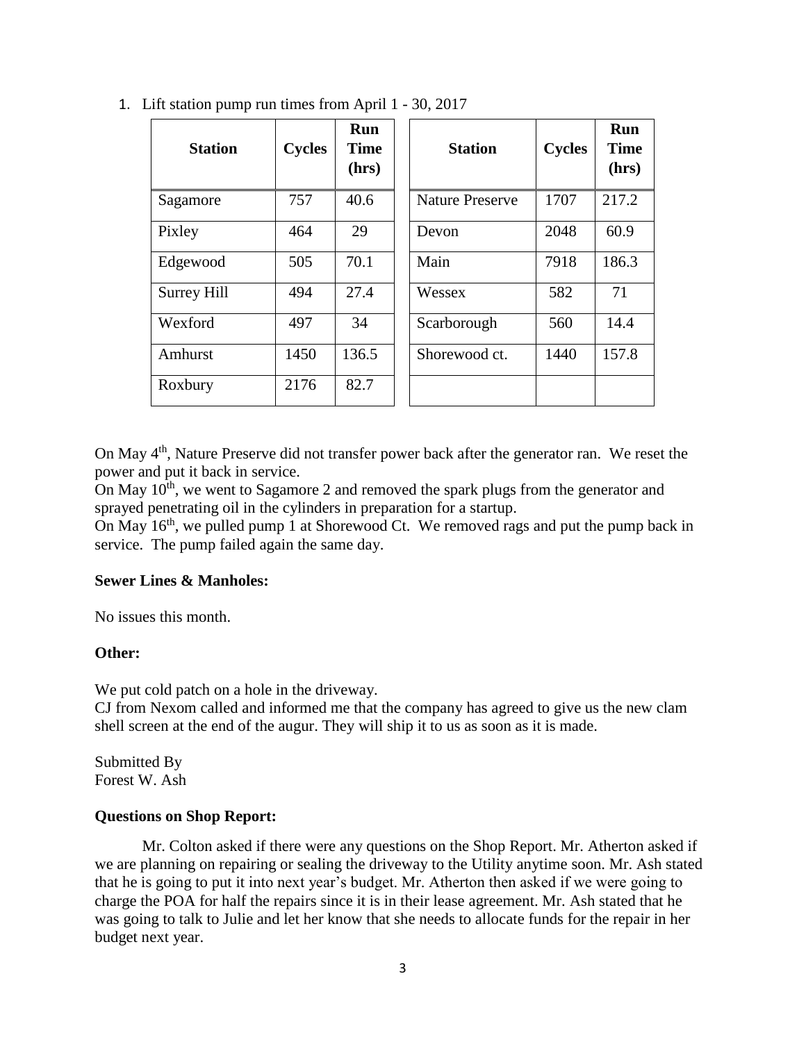1. Lift station pump run times from April 1 - 30, 2017

| Station | Cycles | Run Time (hrs) |
|---|---|---|
| Sagamore | 757 | 40.6 |
| Pixley | 464 | 29 |
| Edgewood | 505 | 70.1 |
| Surrey Hill | 494 | 27.4 |
| Wexford | 497 | 34 |
| Amhurst | 1450 | 136.5 |
| Roxbury | 2176 | 82.7 |

| Station | Cycles | Run Time (hrs) |
|---|---|---|
| Nature Preserve | 1707 | 217.2 |
| Devon | 2048 | 60.9 |
| Main | 7918 | 186.3 |
| Wessex | 582 | 71 |
| Scarborough | 560 | 14.4 |
| Shorewood ct. | 1440 | 157.8 |
| | | |

On May 4th, Nature Preserve did not transfer power back after the generator ran. We reset the power and put it back in service.
On May 10th, we went to Sagamore 2 and removed the spark plugs from the generator and sprayed penetrating oil in the cylinders in preparation for a startup.
On May 16th, we pulled pump 1 at Shorewood Ct. We removed rags and put the pump back in service. The pump failed again the same day.

**Sewer Lines & Manholes:**

No issues this month.

**Other:**

We put cold patch on a hole in the driveway.
CJ from Nexom called and informed me that the company has agreed to give us the new clam shell screen at the end of the augur. They will ship it to us as soon as it is made.

Submitted By
Forest W. Ash

**Questions on Shop Report:**

Mr. Colton asked if there were any questions on the Shop Report. Mr. Atherton asked if we are planning on repairing or sealing the driveway to the Utility anytime soon. Mr. Ash stated that he is going to put it into next year's budget. Mr. Atherton then asked if we were going to charge the POA for half the repairs since it is in their lease agreement. Mr. Ash stated that he was going to talk to Julie and let her know that she needs to allocate funds for the repair in her budget next year.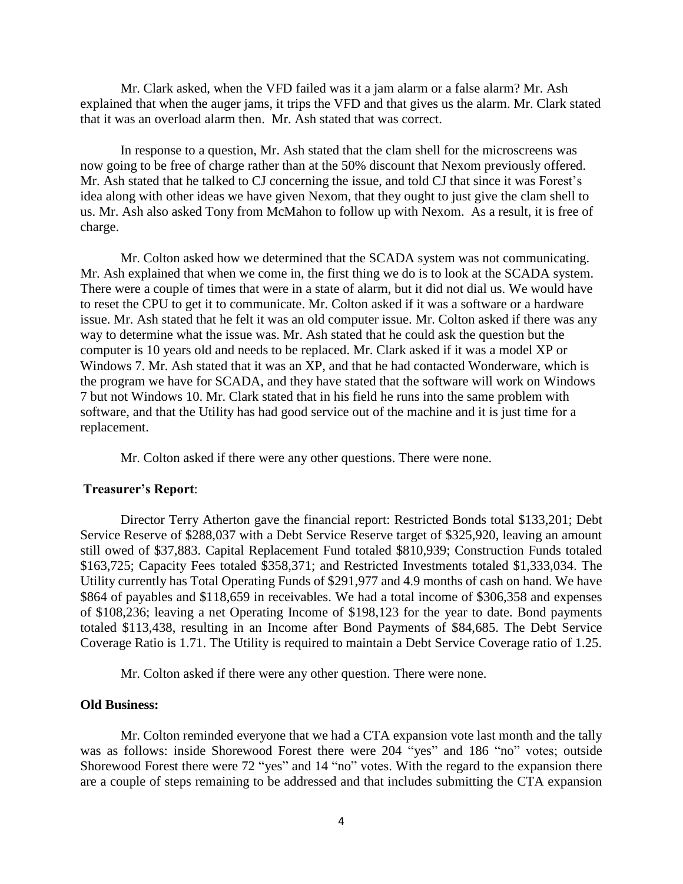Mr. Clark asked, when the VFD failed was it a jam alarm or a false alarm? Mr. Ash explained that when the auger jams, it trips the VFD and that gives us the alarm. Mr. Clark stated that it was an overload alarm then. Mr. Ash stated that was correct.

In response to a question, Mr. Ash stated that the clam shell for the microscreens was now going to be free of charge rather than at the 50% discount that Nexom previously offered. Mr. Ash stated that he talked to CJ concerning the issue, and told CJ that since it was Forest's idea along with other ideas we have given Nexom, that they ought to just give the clam shell to us. Mr. Ash also asked Tony from McMahon to follow up with Nexom. As a result, it is free of charge.

Mr. Colton asked how we determined that the SCADA system was not communicating. Mr. Ash explained that when we come in, the first thing we do is to look at the SCADA system. There were a couple of times that were in a state of alarm, but it did not dial us. We would have to reset the CPU to get it to communicate. Mr. Colton asked if it was a software or a hardware issue. Mr. Ash stated that he felt it was an old computer issue. Mr. Colton asked if there was any way to determine what the issue was. Mr. Ash stated that he could ask the question but the computer is 10 years old and needs to be replaced. Mr. Clark asked if it was a model XP or Windows 7. Mr. Ash stated that it was an XP, and that he had contacted Wonderware, which is the program we have for SCADA, and they have stated that the software will work on Windows 7 but not Windows 10. Mr. Clark stated that in his field he runs into the same problem with software, and that the Utility has had good service out of the machine and it is just time for a replacement.

Mr. Colton asked if there were any other questions. There were none.

**Treasurer's Report**:

Director Terry Atherton gave the financial report: Restricted Bonds total $133,201; Debt Service Reserve of $288,037 with a Debt Service Reserve target of $325,920, leaving an amount still owed of $37,883. Capital Replacement Fund totaled $810,939; Construction Funds totaled $163,725; Capacity Fees totaled $358,371; and Restricted Investments totaled $1,333,034. The Utility currently has Total Operating Funds of $291,977 and 4.9 months of cash on hand. We have $864 of payables and $118,659 in receivables. We had a total income of $306,358 and expenses of $108,236; leaving a net Operating Income of $198,123 for the year to date. Bond payments totaled $113,438, resulting in an Income after Bond Payments of $84,685. The Debt Service Coverage Ratio is 1.71. The Utility is required to maintain a Debt Service Coverage ratio of 1.25.

Mr. Colton asked if there were any other question. There were none.

**Old Business:**

Mr. Colton reminded everyone that we had a CTA expansion vote last month and the tally was as follows: inside Shorewood Forest there were 204 "yes" and 186 "no" votes; outside Shorewood Forest there were 72 "yes" and 14 "no" votes. With the regard to the expansion there are a couple of steps remaining to be addressed and that includes submitting the CTA expansion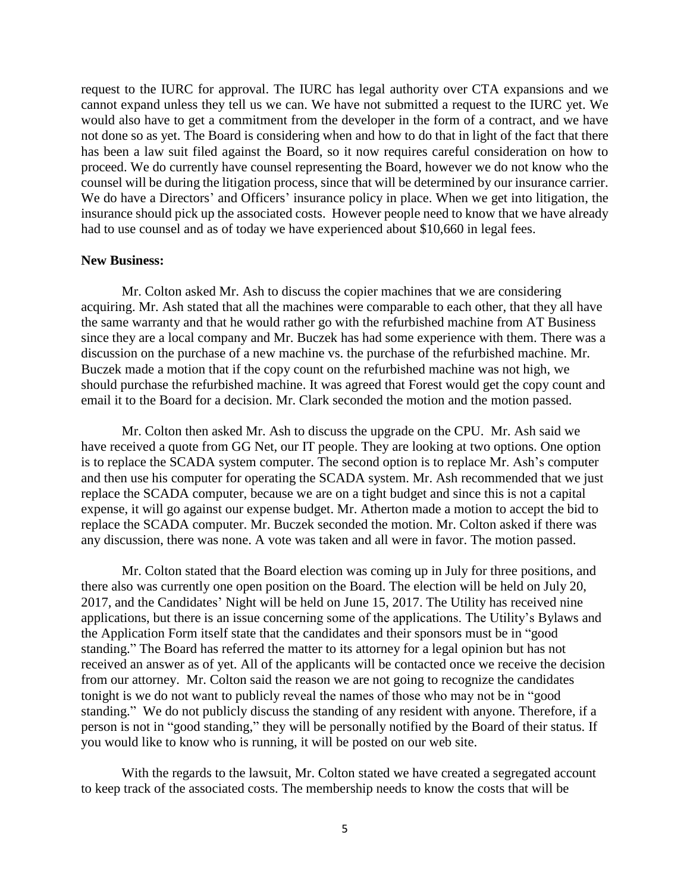request to the IURC for approval. The IURC has legal authority over CTA expansions and we cannot expand unless they tell us we can. We have not submitted a request to the IURC yet. We would also have to get a commitment from the developer in the form of a contract, and we have not done so as yet. The Board is considering when and how to do that in light of the fact that there has been a law suit filed against the Board, so it now requires careful consideration on how to proceed. We do currently have counsel representing the Board, however we do not know who the counsel will be during the litigation process, since that will be determined by our insurance carrier. We do have a Directors' and Officers' insurance policy in place. When we get into litigation, the insurance should pick up the associated costs. However people need to know that we have already had to use counsel and as of today we have experienced about $10,660 in legal fees.

**New Business:**

Mr. Colton asked Mr. Ash to discuss the copier machines that we are considering acquiring. Mr. Ash stated that all the machines were comparable to each other, that they all have the same warranty and that he would rather go with the refurbished machine from AT Business since they are a local company and Mr. Buczek has had some experience with them. There was a discussion on the purchase of a new machine vs. the purchase of the refurbished machine. Mr. Buczek made a motion that if the copy count on the refurbished machine was not high, we should purchase the refurbished machine. It was agreed that Forest would get the copy count and email it to the Board for a decision. Mr. Clark seconded the motion and the motion passed.

Mr. Colton then asked Mr. Ash to discuss the upgrade on the CPU. Mr. Ash said we have received a quote from GG Net, our IT people. They are looking at two options. One option is to replace the SCADA system computer. The second option is to replace Mr. Ash's computer and then use his computer for operating the SCADA system. Mr. Ash recommended that we just replace the SCADA computer, because we are on a tight budget and since this is not a capital expense, it will go against our expense budget. Mr. Atherton made a motion to accept the bid to replace the SCADA computer. Mr. Buczek seconded the motion. Mr. Colton asked if there was any discussion, there was none. A vote was taken and all were in favor. The motion passed.

Mr. Colton stated that the Board election was coming up in July for three positions, and there also was currently one open position on the Board. The election will be held on July 20, 2017, and the Candidates' Night will be held on June 15, 2017. The Utility has received nine applications, but there is an issue concerning some of the applications. The Utility's Bylaws and the Application Form itself state that the candidates and their sponsors must be in "good standing." The Board has referred the matter to its attorney for a legal opinion but has not received an answer as of yet. All of the applicants will be contacted once we receive the decision from our attorney. Mr. Colton said the reason we are not going to recognize the candidates tonight is we do not want to publicly reveal the names of those who may not be in "good standing." We do not publicly discuss the standing of any resident with anyone. Therefore, if a person is not in "good standing," they will be personally notified by the Board of their status. If you would like to know who is running, it will be posted on our web site.

With the regards to the lawsuit, Mr. Colton stated we have created a segregated account to keep track of the associated costs. The membership needs to know the costs that will be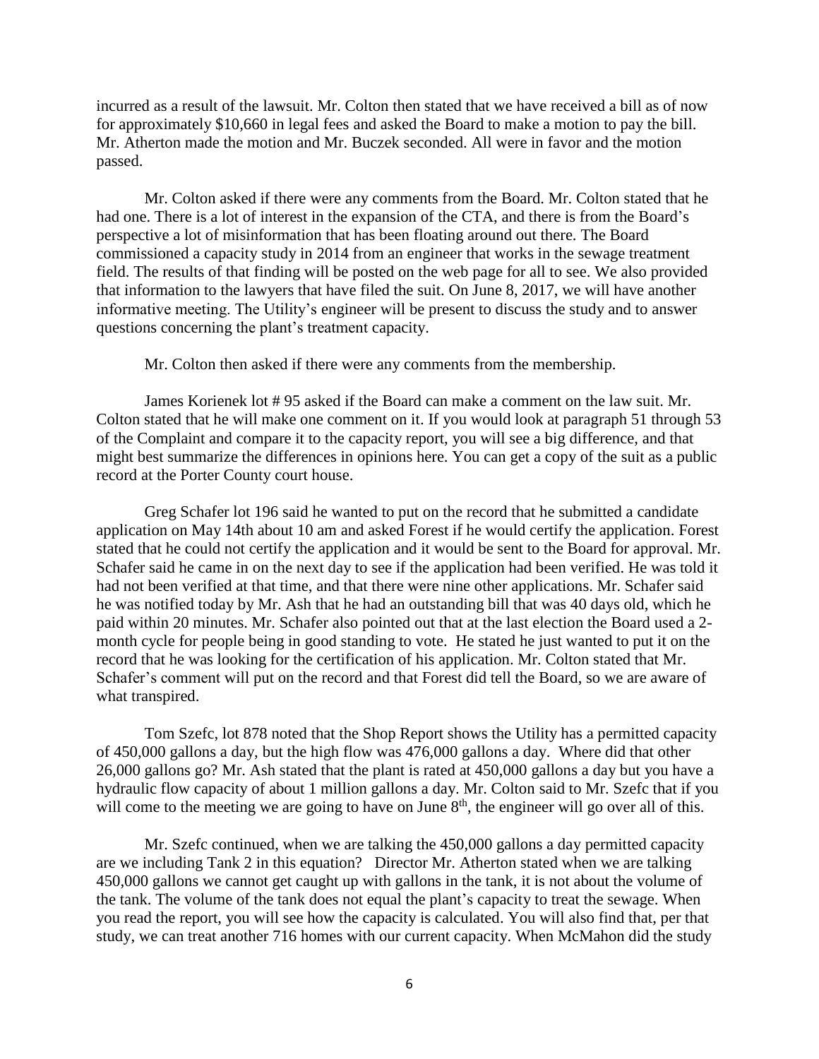incurred as a result of the lawsuit. Mr. Colton then stated that we have received a bill as of now for approximately $10,660 in legal fees and asked the Board to make a motion to pay the bill. Mr. Atherton made the motion and Mr. Buczek seconded. All were in favor and the motion passed.

Mr. Colton asked if there were any comments from the Board. Mr. Colton stated that he had one. There is a lot of interest in the expansion of the CTA, and there is from the Board's perspective a lot of misinformation that has been floating around out there. The Board commissioned a capacity study in 2014 from an engineer that works in the sewage treatment field. The results of that finding will be posted on the web page for all to see. We also provided that information to the lawyers that have filed the suit. On June 8, 2017, we will have another informative meeting. The Utility's engineer will be present to discuss the study and to answer questions concerning the plant's treatment capacity.

Mr. Colton then asked if there were any comments from the membership.

James Korienek lot # 95 asked if the Board can make a comment on the law suit. Mr. Colton stated that he will make one comment on it. If you would look at paragraph 51 through 53 of the Complaint and compare it to the capacity report, you will see a big difference, and that might best summarize the differences in opinions here. You can get a copy of the suit as a public record at the Porter County court house.

Greg Schafer lot 196 said he wanted to put on the record that he submitted a candidate application on May 14th about 10 am and asked Forest if he would certify the application. Forest stated that he could not certify the application and it would be sent to the Board for approval. Mr. Schafer said he came in on the next day to see if the application had been verified. He was told it had not been verified at that time, and that there were nine other applications. Mr. Schafer said he was notified today by Mr. Ash that he had an outstanding bill that was 40 days old, which he paid within 20 minutes. Mr. Schafer also pointed out that at the last election the Board used a 2-month cycle for people being in good standing to vote. He stated he just wanted to put it on the record that he was looking for the certification of his application. Mr. Colton stated that Mr. Schafer's comment will put on the record and that Forest did tell the Board, so we are aware of what transpired.

Tom Szefc, lot 878 noted that the Shop Report shows the Utility has a permitted capacity of 450,000 gallons a day, but the high flow was 476,000 gallons a day. Where did that other 26,000 gallons go? Mr. Ash stated that the plant is rated at 450,000 gallons a day but you have a hydraulic flow capacity of about 1 million gallons a day. Mr. Colton said to Mr. Szefc that if you will come to the meeting we are going to have on June 8th, the engineer will go over all of this.

Mr. Szefc continued, when we are talking the 450,000 gallons a day permitted capacity are we including Tank 2 in this equation? Director Mr. Atherton stated when we are talking 450,000 gallons we cannot get caught up with gallons in the tank, it is not about the volume of the tank. The volume of the tank does not equal the plant's capacity to treat the sewage. When you read the report, you will see how the capacity is calculated. You will also find that, per that study, we can treat another 716 homes with our current capacity. When McMahon did the study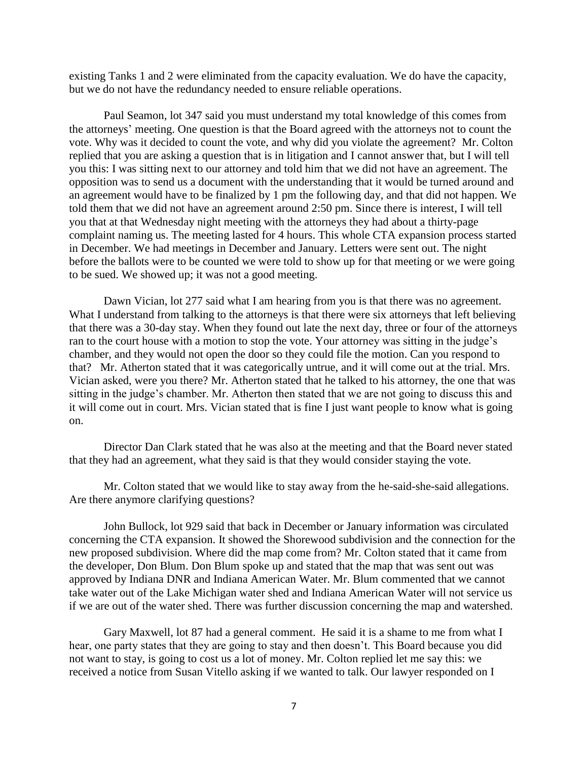existing Tanks 1 and 2 were eliminated from the capacity evaluation. We do have the capacity, but we do not have the redundancy needed to ensure reliable operations.

Paul Seamon, lot 347 said you must understand my total knowledge of this comes from the attorneys' meeting. One question is that the Board agreed with the attorneys not to count the vote. Why was it decided to count the vote, and why did you violate the agreement? Mr. Colton replied that you are asking a question that is in litigation and I cannot answer that, but I will tell you this: I was sitting next to our attorney and told him that we did not have an agreement. The opposition was to send us a document with the understanding that it would be turned around and an agreement would have to be finalized by 1 pm the following day, and that did not happen. We told them that we did not have an agreement around 2:50 pm. Since there is interest, I will tell you that at that Wednesday night meeting with the attorneys they had about a thirty-page complaint naming us. The meeting lasted for 4 hours. This whole CTA expansion process started in December. We had meetings in December and January. Letters were sent out. The night before the ballots were to be counted we were told to show up for that meeting or we were going to be sued. We showed up; it was not a good meeting.

Dawn Vician, lot 277 said what I am hearing from you is that there was no agreement. What I understand from talking to the attorneys is that there were six attorneys that left believing that there was a 30-day stay. When they found out late the next day, three or four of the attorneys ran to the court house with a motion to stop the vote. Your attorney was sitting in the judge's chamber, and they would not open the door so they could file the motion. Can you respond to that? Mr. Atherton stated that it was categorically untrue, and it will come out at the trial. Mrs. Vician asked, were you there? Mr. Atherton stated that he talked to his attorney, the one that was sitting in the judge's chamber. Mr. Atherton then stated that we are not going to discuss this and it will come out in court. Mrs. Vician stated that is fine I just want people to know what is going on.

Director Dan Clark stated that he was also at the meeting and that the Board never stated that they had an agreement, what they said is that they would consider staying the vote.

Mr. Colton stated that we would like to stay away from the he-said-she-said allegations. Are there anymore clarifying questions?

John Bullock, lot 929 said that back in December or January information was circulated concerning the CTA expansion. It showed the Shorewood subdivision and the connection for the new proposed subdivision. Where did the map come from? Mr. Colton stated that it came from the developer, Don Blum. Don Blum spoke up and stated that the map that was sent out was approved by Indiana DNR and Indiana American Water. Mr. Blum commented that we cannot take water out of the Lake Michigan water shed and Indiana American Water will not service us if we are out of the water shed. There was further discussion concerning the map and watershed.

Gary Maxwell, lot 87 had a general comment. He said it is a shame to me from what I hear, one party states that they are going to stay and then doesn't. This Board because you did not want to stay, is going to cost us a lot of money. Mr. Colton replied let me say this: we received a notice from Susan Vitello asking if we wanted to talk. Our lawyer responded on I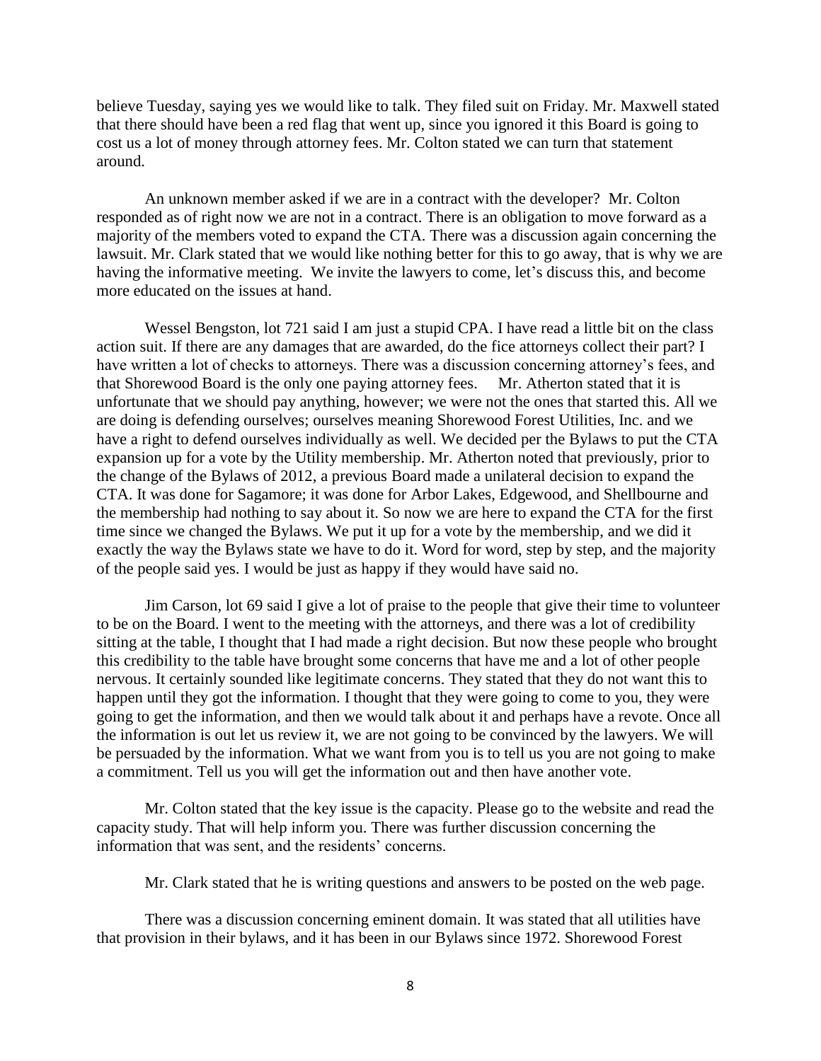believe Tuesday, saying yes we would like to talk. They filed suit on Friday. Mr. Maxwell stated that there should have been a red flag that went up, since you ignored it this Board is going to cost us a lot of money through attorney fees. Mr. Colton stated we can turn that statement around.

An unknown member asked if we are in a contract with the developer? Mr. Colton responded as of right now we are not in a contract. There is an obligation to move forward as a majority of the members voted to expand the CTA. There was a discussion again concerning the lawsuit. Mr. Clark stated that we would like nothing better for this to go away, that is why we are having the informative meeting. We invite the lawyers to come, let's discuss this, and become more educated on the issues at hand.

Wessel Bengston, lot 721 said I am just a stupid CPA. I have read a little bit on the class action suit. If there are any damages that are awarded, do the fice attorneys collect their part? I have written a lot of checks to attorneys. There was a discussion concerning attorney's fees, and that Shorewood Board is the only one paying attorney fees. Mr. Atherton stated that it is unfortunate that we should pay anything, however; we were not the ones that started this. All we are doing is defending ourselves; ourselves meaning Shorewood Forest Utilities, Inc. and we have a right to defend ourselves individually as well. We decided per the Bylaws to put the CTA expansion up for a vote by the Utility membership. Mr. Atherton noted that previously, prior to the change of the Bylaws of 2012, a previous Board made a unilateral decision to expand the CTA. It was done for Sagamore; it was done for Arbor Lakes, Edgewood, and Shellbourne and the membership had nothing to say about it. So now we are here to expand the CTA for the first time since we changed the Bylaws. We put it up for a vote by the membership, and we did it exactly the way the Bylaws state we have to do it. Word for word, step by step, and the majority of the people said yes. I would be just as happy if they would have said no.

Jim Carson, lot 69 said I give a lot of praise to the people that give their time to volunteer to be on the Board. I went to the meeting with the attorneys, and there was a lot of credibility sitting at the table, I thought that I had made a right decision. But now these people who brought this credibility to the table have brought some concerns that have me and a lot of other people nervous. It certainly sounded like legitimate concerns. They stated that they do not want this to happen until they got the information. I thought that they were going to come to you, they were going to get the information, and then we would talk about it and perhaps have a revote. Once all the information is out let us review it, we are not going to be convinced by the lawyers. We will be persuaded by the information. What we want from you is to tell us you are not going to make a commitment. Tell us you will get the information out and then have another vote.

Mr. Colton stated that the key issue is the capacity. Please go to the website and read the capacity study. That will help inform you. There was further discussion concerning the information that was sent, and the residents' concerns.

Mr. Clark stated that he is writing questions and answers to be posted on the web page.

There was a discussion concerning eminent domain. It was stated that all utilities have that provision in their bylaws, and it has been in our Bylaws since 1972. Shorewood Forest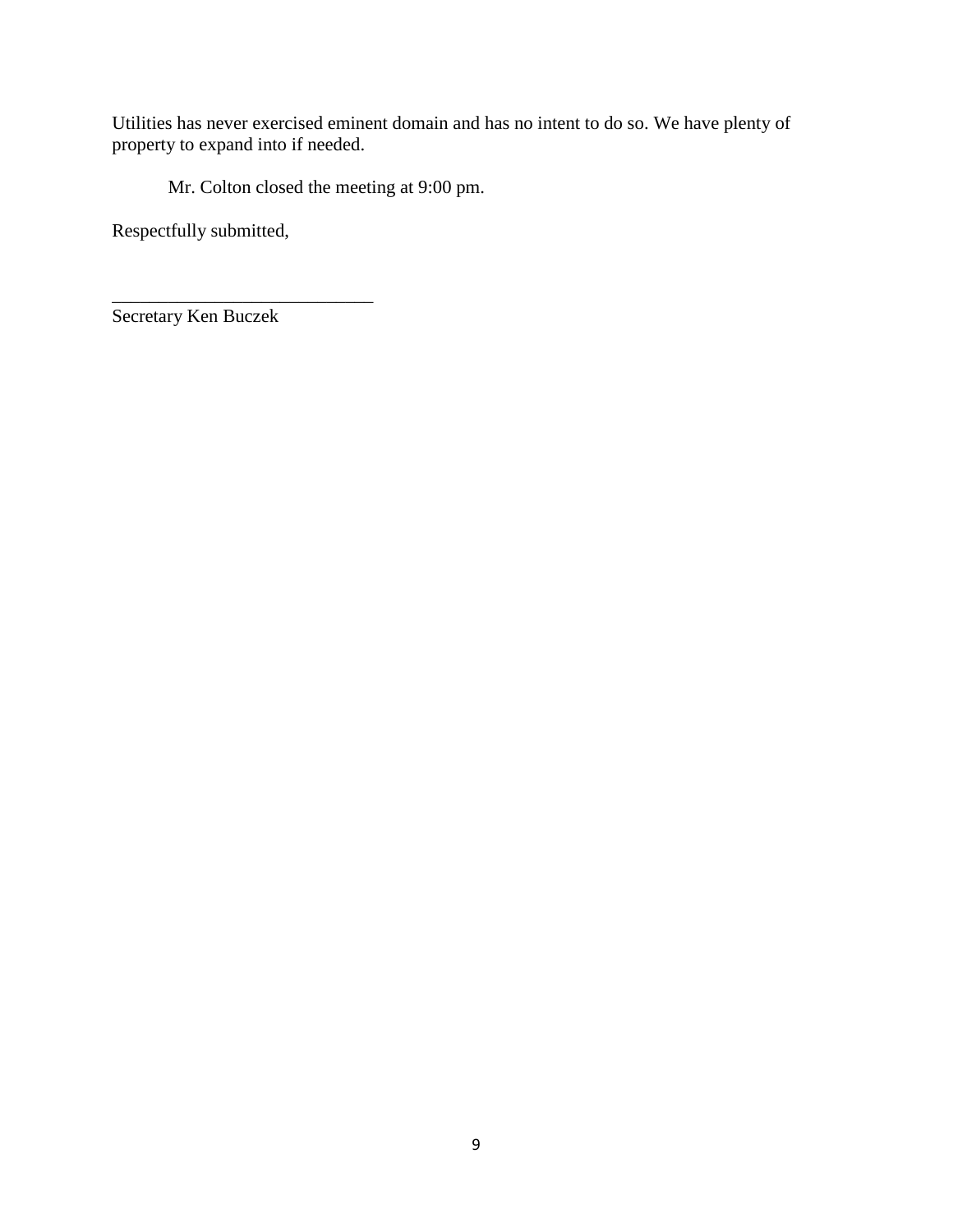Utilities has never exercised eminent domain and has no intent to do so. We have plenty of property to expand into if needed.

Mr. Colton closed the meeting at 9:00 pm.

Respectfully submitted,

____________________________
Secretary Ken Buczek